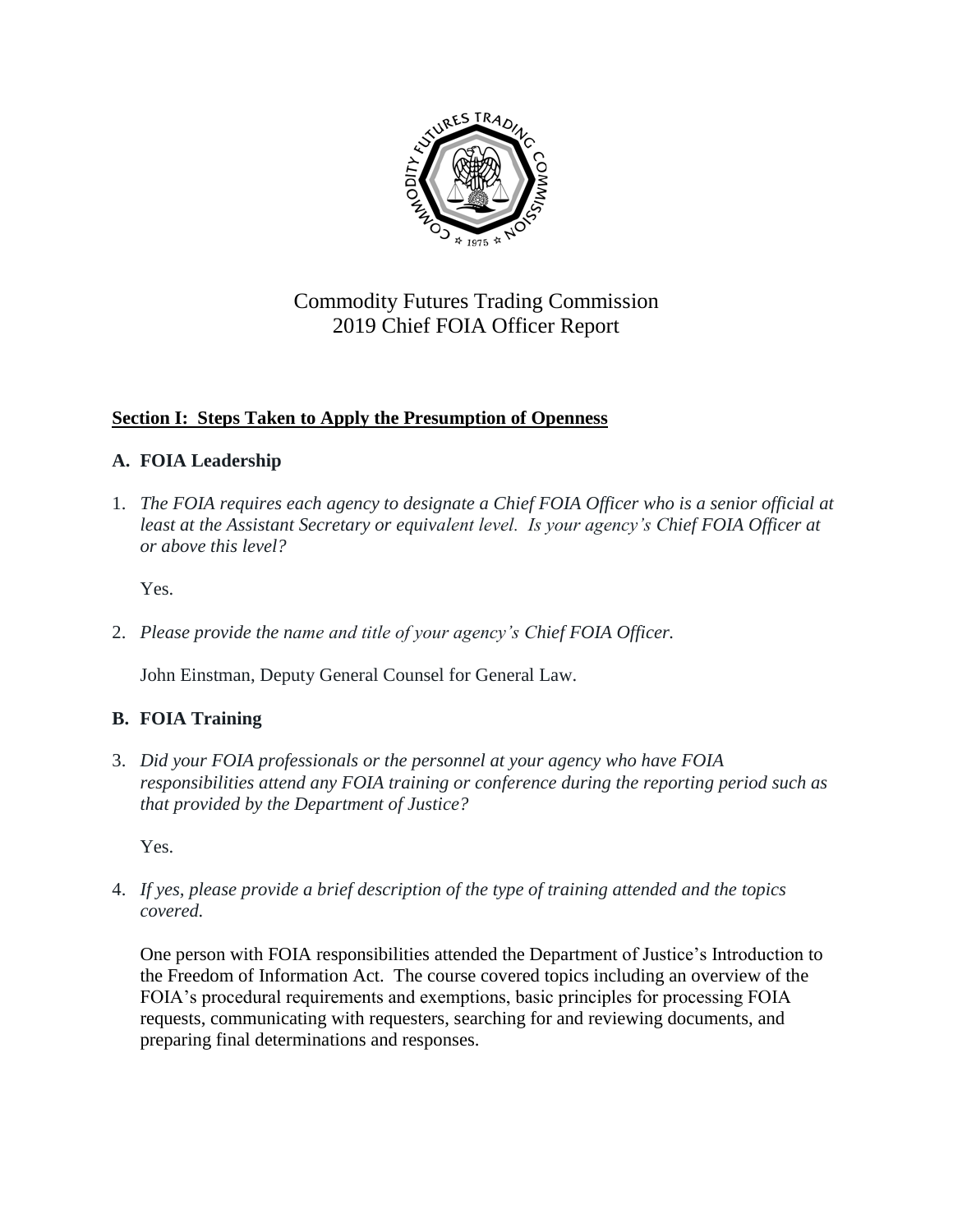# Commodity Futures Trading Commission
# 2019 Chief FOIA Officer Report

## Section I: Steps Taken to Apply the Presumption of Openness

### A. FOIA Leadership

1. *The FOIA requires each agency to designate a Chief FOIA Officer who is a senior official at least at the Assistant Secretary or equivalent level. Is your agency's Chief FOIA Officer at or above this level?*

   Yes.

2. *Please provide the name and title of your agency's Chief FOIA Officer.*

   John Einstman, Deputy General Counsel for General Law.

### B. FOIA Training

3. *Did your FOIA professionals or the personnel at your agency who have FOIA responsibilities attend any FOIA training or conference during the reporting period such as that provided by the Department of Justice?*

   Yes.

4. *If yes, please provide a brief description of the type of training attended and the topics covered.*

   One person with FOIA responsibilities attended the Department of Justice's Introduction to the Freedom of Information Act. The course covered topics including an overview of the FOIA's procedural requirements and exemptions, basic principles for processing FOIA requests, communicating with requesters, searching for and reviewing documents, and preparing final determinations and responses.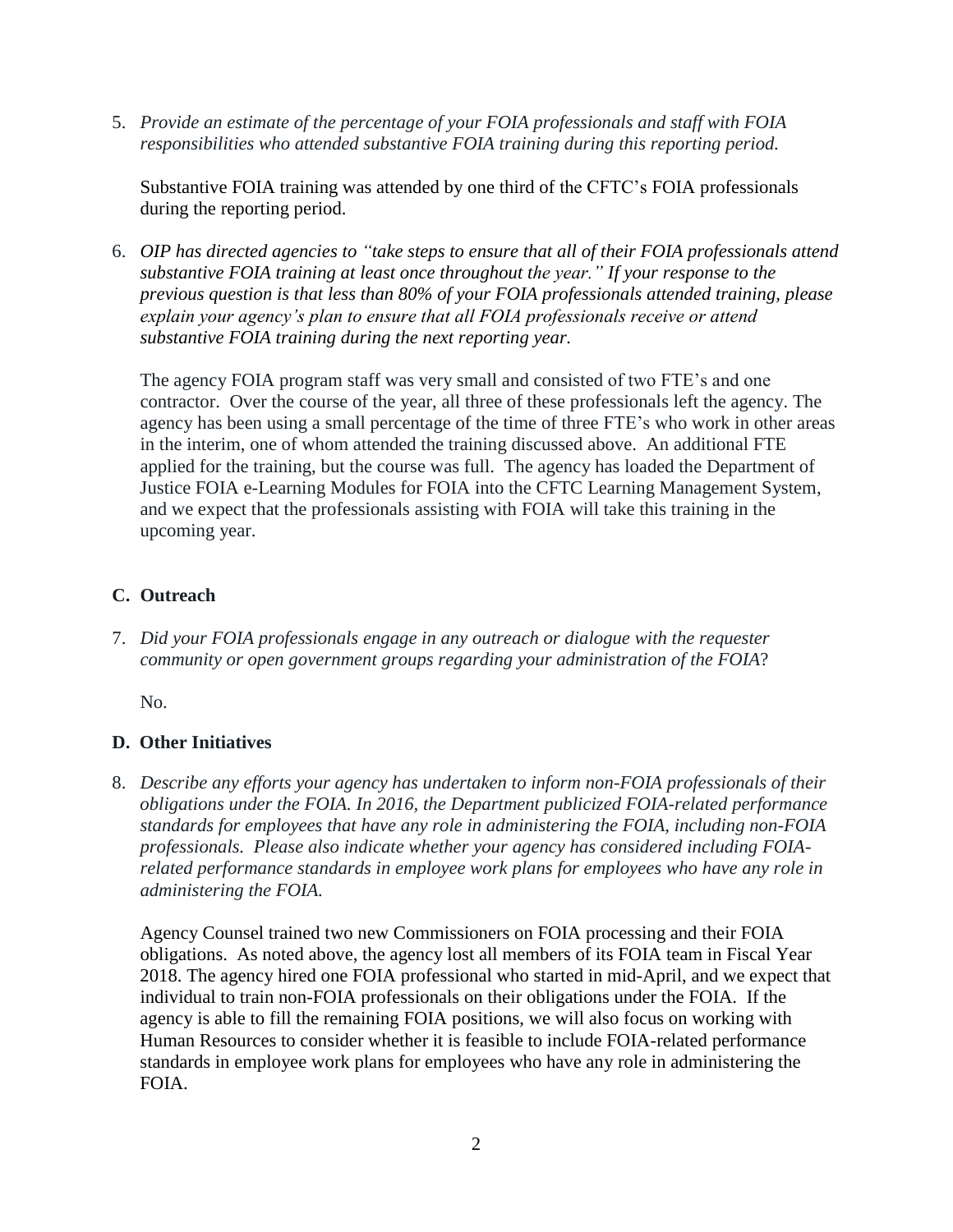5. *Provide an estimate of the percentage of your FOIA professionals and staff with FOIA responsibilities who attended substantive FOIA training during this reporting period.*

   Substantive FOIA training was attended by one third of the CFTC's FOIA professionals during the reporting period.

6. *OIP has directed agencies to "take steps to ensure that all of their FOIA professionals attend substantive FOIA training at least once throughout the year." If your response to the previous question is that less than 80% of your FOIA professionals attended training, please explain your agency's plan to ensure that all FOIA professionals receive or attend substantive FOIA training during the next reporting year.*

   The agency FOIA program staff was very small and consisted of two FTE's and one contractor. Over the course of the year, all three of these professionals left the agency. The agency has been using a small percentage of the time of three FTE's who work in other areas in the interim, one of whom attended the training discussed above. An additional FTE applied for the training, but the course was full. The agency has loaded the Department of Justice FOIA e-Learning Modules for FOIA into the CFTC Learning Management System, and we expect that the professionals assisting with FOIA will take this training in the upcoming year.

### C. Outreach

7. *Did your FOIA professionals engage in any outreach or dialogue with the requester community or open government groups regarding your administration of the FOIA*?

   No.

### D. Other Initiatives

8. *Describe any efforts your agency has undertaken to inform non-FOIA professionals of their obligations under the FOIA. In 2016, the Department publicized FOIA-related performance standards for employees that have any role in administering the FOIA, including non-FOIA professionals. Please also indicate whether your agency has considered including FOIA-related performance standards in employee work plans for employees who have any role in administering the FOIA.*

   Agency Counsel trained two new Commissioners on FOIA processing and their FOIA obligations. As noted above, the agency lost all members of its FOIA team in Fiscal Year 2018. The agency hired one FOIA professional who started in mid-April, and we expect that individual to train non-FOIA professionals on their obligations under the FOIA. If the agency is able to fill the remaining FOIA positions, we will also focus on working with Human Resources to consider whether it is feasible to include FOIA-related performance standards in employee work plans for employees who have any role in administering the FOIA.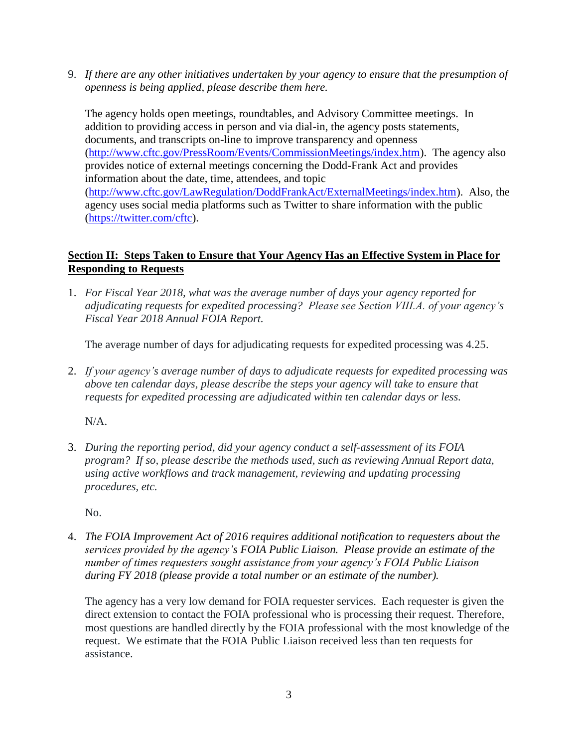9. *If there are any other initiatives undertaken by your agency to ensure that the presumption of openness is being applied, please describe them here.*

   The agency holds open meetings, roundtables, and Advisory Committee meetings. In addition to providing access in person and via dial-in, the agency posts statements, documents, and transcripts on-line to improve transparency and openness (http://www.cftc.gov/PressRoom/Events/CommissionMeetings/index.htm). The agency also provides notice of external meetings concerning the Dodd-Frank Act and provides information about the date, time, attendees, and topic (http://www.cftc.gov/LawRegulation/DoddFrankAct/ExternalMeetings/index.htm). Also, the agency uses social media platforms such as Twitter to share information with the public (https://twitter.com/cftc).

## Section II: Steps Taken to Ensure that Your Agency Has an Effective System in Place for Responding to Requests

1. *For Fiscal Year 2018, what was the average number of days your agency reported for adjudicating requests for expedited processing? Please see Section VIII.A. of your agency's Fiscal Year 2018 Annual FOIA Report.*

   The average number of days for adjudicating requests for expedited processing was 4.25.

2. *If your agency's average number of days to adjudicate requests for expedited processing was above ten calendar days, please describe the steps your agency will take to ensure that requests for expedited processing are adjudicated within ten calendar days or less.*

   N/A.

3. *During the reporting period, did your agency conduct a self-assessment of its FOIA program? If so, please describe the methods used, such as reviewing Annual Report data, using active workflows and track management, reviewing and updating processing procedures, etc.*

   No.

4. *The FOIA Improvement Act of 2016 requires additional notification to requesters about the services provided by the agency's FOIA Public Liaison. Please provide an estimate of the number of times requesters sought assistance from your agency's FOIA Public Liaison during FY 2018 (please provide a total number or an estimate of the number).*

   The agency has a very low demand for FOIA requester services. Each requester is given the direct extension to contact the FOIA professional who is processing their request. Therefore, most questions are handled directly by the FOIA professional with the most knowledge of the request. We estimate that the FOIA Public Liaison received less than ten requests for assistance.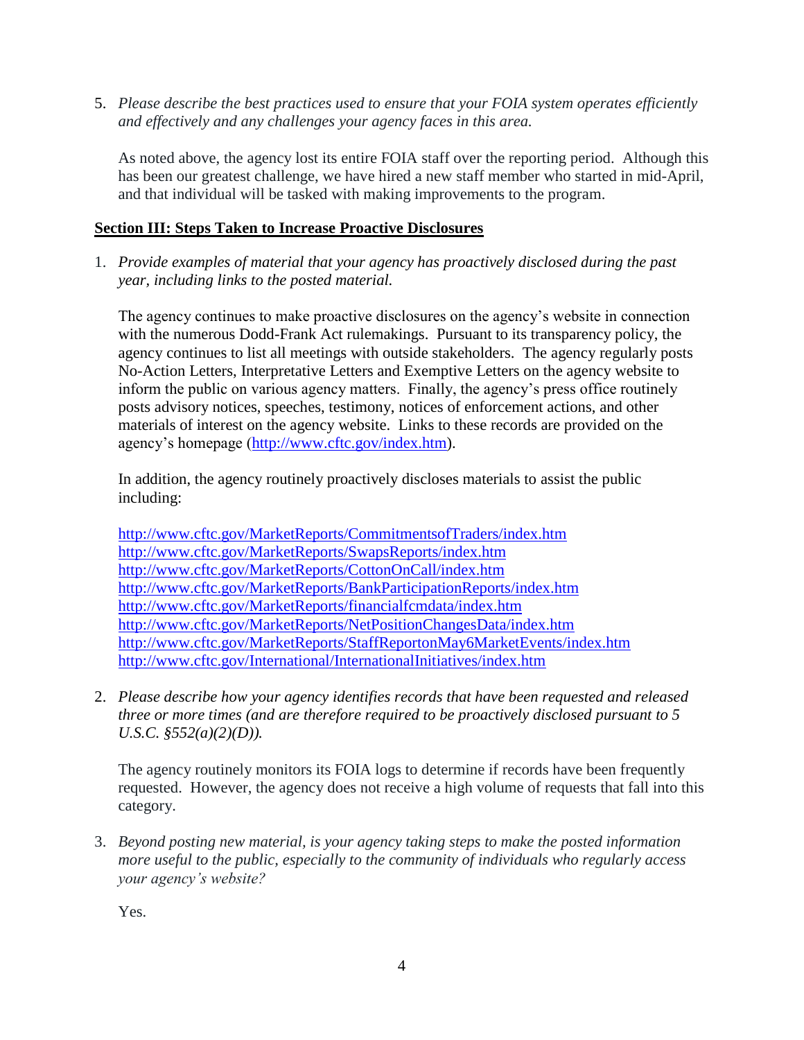5. *Please describe the best practices used to ensure that your FOIA system operates efficiently and effectively and any challenges your agency faces in this area.*

   As noted above, the agency lost its entire FOIA staff over the reporting period. Although this has been our greatest challenge, we have hired a new staff member who started in mid-April, and that individual will be tasked with making improvements to the program.

**Section III: Steps Taken to Increase Proactive Disclosures**

1. *Provide examples of material that your agency has proactively disclosed during the past year, including links to the posted material.*

   The agency continues to make proactive disclosures on the agency's website in connection with the numerous Dodd-Frank Act rulemakings. Pursuant to its transparency policy, the agency continues to list all meetings with outside stakeholders. The agency regularly posts No-Action Letters, Interpretative Letters and Exemptive Letters on the agency website to inform the public on various agency matters. Finally, the agency's press office routinely posts advisory notices, speeches, testimony, notices of enforcement actions, and other materials of interest on the agency website. Links to these records are provided on the agency's homepage (http://www.cftc.gov/index.htm).

   In addition, the agency routinely proactively discloses materials to assist the public including:

   http://www.cftc.gov/MarketReports/CommitmentsofTraders/index.htm
   http://www.cftc.gov/MarketReports/SwapsReports/index.htm
   http://www.cftc.gov/MarketReports/CottonOnCall/index.htm
   http://www.cftc.gov/MarketReports/BankParticipationReports/index.htm
   http://www.cftc.gov/MarketReports/financialfcmdata/index.htm
   http://www.cftc.gov/MarketReports/NetPositionChangesData/index.htm
   http://www.cftc.gov/MarketReports/StaffReportonMay6MarketEvents/index.htm
   http://www.cftc.gov/International/InternationalInitiatives/index.htm

2. *Please describe how your agency identifies records that have been requested and released three or more times (and are therefore required to be proactively disclosed pursuant to 5 U.S.C. §552(a)(2)(D)).*

   The agency routinely monitors its FOIA logs to determine if records have been frequently requested. However, the agency does not receive a high volume of requests that fall into this category.

3. *Beyond posting new material, is your agency taking steps to make the posted information more useful to the public, especially to the community of individuals who regularly access your agency's website?*

   Yes.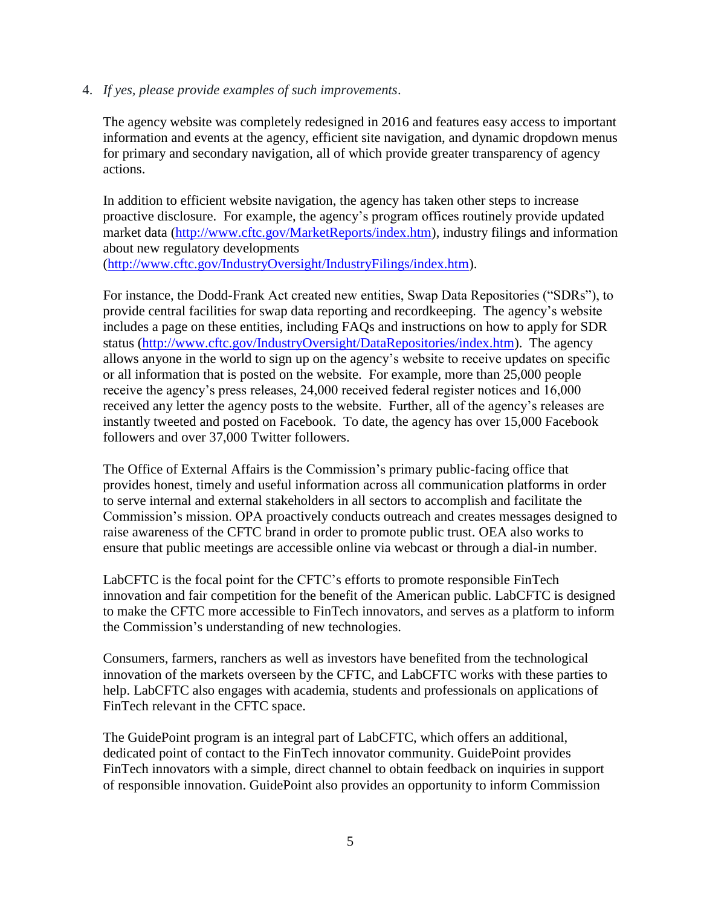4. *If yes, please provide examples of such improvements*.

   The agency website was completely redesigned in 2016 and features easy access to important information and events at the agency, efficient site navigation, and dynamic dropdown menus for primary and secondary navigation, all of which provide greater transparency of agency actions.

   In addition to efficient website navigation, the agency has taken other steps to increase proactive disclosure. For example, the agency's program offices routinely provide updated market data (http://www.cftc.gov/MarketReports/index.htm), industry filings and information about new regulatory developments (http://www.cftc.gov/IndustryOversight/IndustryFilings/index.htm).

   For instance, the Dodd-Frank Act created new entities, Swap Data Repositories ("SDRs"), to provide central facilities for swap data reporting and recordkeeping. The agency's website includes a page on these entities, including FAQs and instructions on how to apply for SDR status (http://www.cftc.gov/IndustryOversight/DataRepositories/index.htm). The agency allows anyone in the world to sign up on the agency's website to receive updates on specific or all information that is posted on the website. For example, more than 25,000 people receive the agency's press releases, 24,000 received federal register notices and 16,000 received any letter the agency posts to the website. Further, all of the agency's releases are instantly tweeted and posted on Facebook. To date, the agency has over 15,000 Facebook followers and over 37,000 Twitter followers.

   The Office of External Affairs is the Commission's primary public-facing office that provides honest, timely and useful information across all communication platforms in order to serve internal and external stakeholders in all sectors to accomplish and facilitate the Commission's mission. OPA proactively conducts outreach and creates messages designed to raise awareness of the CFTC brand in order to promote public trust. OEA also works to ensure that public meetings are accessible online via webcast or through a dial-in number.

   LabCFTC is the focal point for the CFTC's efforts to promote responsible FinTech innovation and fair competition for the benefit of the American public. LabCFTC is designed to make the CFTC more accessible to FinTech innovators, and serves as a platform to inform the Commission's understanding of new technologies.

   Consumers, farmers, ranchers as well as investors have benefited from the technological innovation of the markets overseen by the CFTC, and LabCFTC works with these parties to help. LabCFTC also engages with academia, students and professionals on applications of FinTech relevant in the CFTC space.

   The GuidePoint program is an integral part of LabCFTC, which offers an additional, dedicated point of contact to the FinTech innovator community. GuidePoint provides FinTech innovators with a simple, direct channel to obtain feedback on inquiries in support of responsible innovation. GuidePoint also provides an opportunity to inform Commission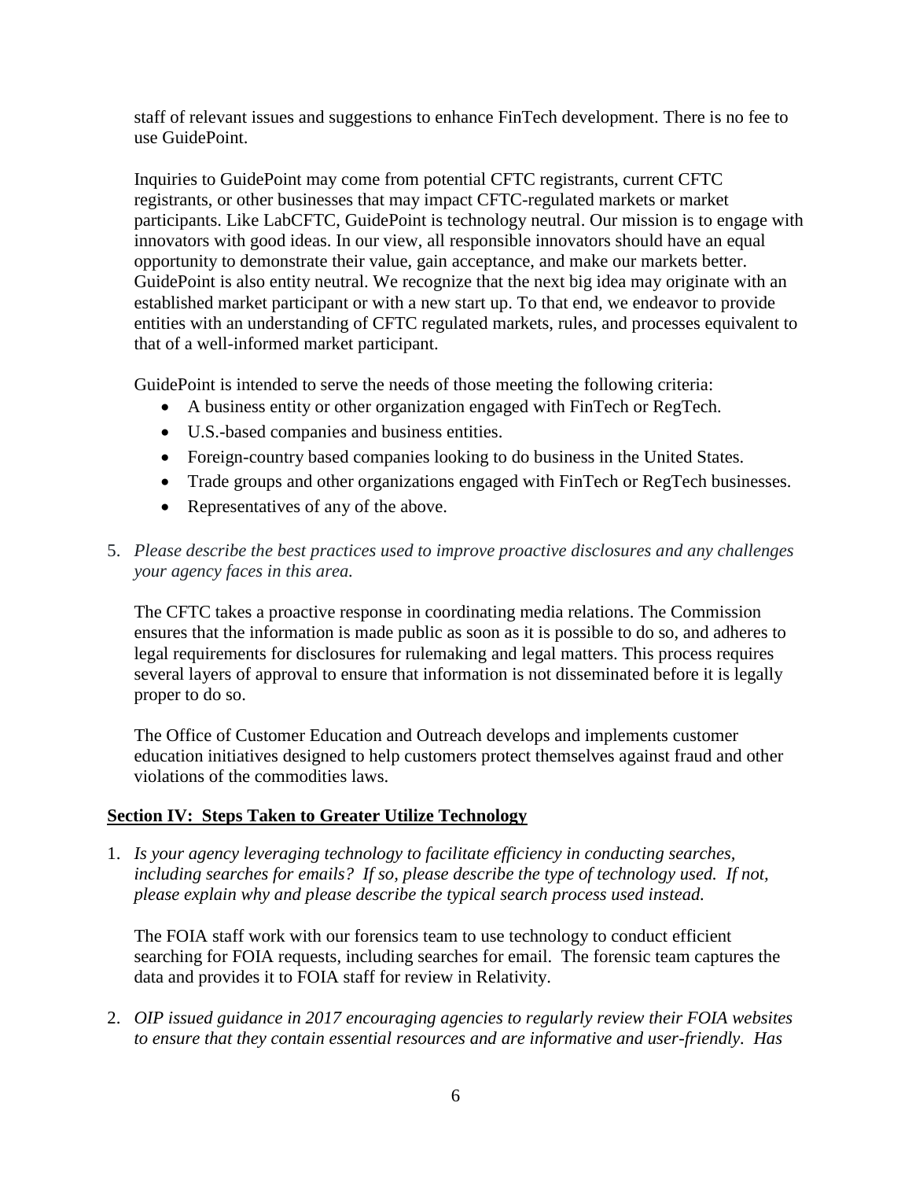staff of relevant issues and suggestions to enhance FinTech development. There is no fee to use GuidePoint.

Inquiries to GuidePoint may come from potential CFTC registrants, current CFTC registrants, or other businesses that may impact CFTC-regulated markets or market participants. Like LabCFTC, GuidePoint is technology neutral. Our mission is to engage with innovators with good ideas. In our view, all responsible innovators should have an equal opportunity to demonstrate their value, gain acceptance, and make our markets better. GuidePoint is also entity neutral. We recognize that the next big idea may originate with an established market participant or with a new start up. To that end, we endeavor to provide entities with an understanding of CFTC regulated markets, rules, and processes equivalent to that of a well-informed market participant.

GuidePoint is intended to serve the needs of those meeting the following criteria:

- A business entity or other organization engaged with FinTech or RegTech.
- U.S.-based companies and business entities.
- Foreign-country based companies looking to do business in the United States.
- Trade groups and other organizations engaged with FinTech or RegTech businesses.
- Representatives of any of the above.

5. *Please describe the best practices used to improve proactive disclosures and any challenges your agency faces in this area.*

   The CFTC takes a proactive response in coordinating media relations. The Commission ensures that the information is made public as soon as it is possible to do so, and adheres to legal requirements for disclosures for rulemaking and legal matters. This process requires several layers of approval to ensure that information is not disseminated before it is legally proper to do so.

   The Office of Customer Education and Outreach develops and implements customer education initiatives designed to help customers protect themselves against fraud and other violations of the commodities laws.

## Section IV: Steps Taken to Greater Utilize Technology

1. *Is your agency leveraging technology to facilitate efficiency in conducting searches, including searches for emails? If so, please describe the type of technology used. If not, please explain why and please describe the typical search process used instead.*

   The FOIA staff work with our forensics team to use technology to conduct efficient searching for FOIA requests, including searches for email. The forensic team captures the data and provides it to FOIA staff for review in Relativity.

2. *OIP issued guidance in 2017 encouraging agencies to regularly review their FOIA websites to ensure that they contain essential resources and are informative and user-friendly. Has*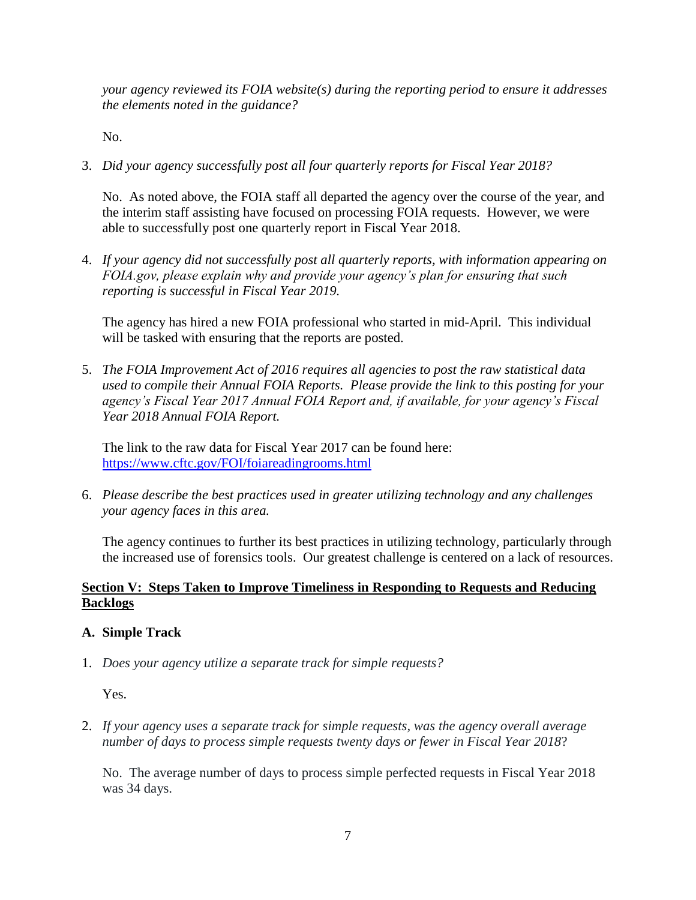*your agency reviewed its FOIA website(s) during the reporting period to ensure it addresses the elements noted in the guidance?*

No.

3. *Did your agency successfully post all four quarterly reports for Fiscal Year 2018?*

   No. As noted above, the FOIA staff all departed the agency over the course of the year, and the interim staff assisting have focused on processing FOIA requests. However, we were able to successfully post one quarterly report in Fiscal Year 2018.

4. *If your agency did not successfully post all quarterly reports, with information appearing on FOIA.gov, please explain why and provide your agency's plan for ensuring that such reporting is successful in Fiscal Year 2019.*

   The agency has hired a new FOIA professional who started in mid-April. This individual will be tasked with ensuring that the reports are posted.

5. *The FOIA Improvement Act of 2016 requires all agencies to post the raw statistical data used to compile their Annual FOIA Reports. Please provide the link to this posting for your agency's Fiscal Year 2017 Annual FOIA Report and, if available, for your agency's Fiscal Year 2018 Annual FOIA Report.*

   The link to the raw data for Fiscal Year 2017 can be found here: [https://www.cftc.gov/FOI/foiareadingrooms.html](https://www.cftc.gov/FOI/foiareadingrooms.html)

6. *Please describe the best practices used in greater utilizing technology and any challenges your agency faces in this area.*

   The agency continues to further its best practices in utilizing technology, particularly through the increased use of forensics tools. Our greatest challenge is centered on a lack of resources.

## Section V: Steps Taken to Improve Timeliness in Responding to Requests and Reducing Backlogs

### A. Simple Track

1. *Does your agency utilize a separate track for simple requests?*

   Yes.

2. *If your agency uses a separate track for simple requests, was the agency overall average number of days to process simple requests twenty days or fewer in Fiscal Year 2018?*

   No. The average number of days to process simple perfected requests in Fiscal Year 2018 was 34 days.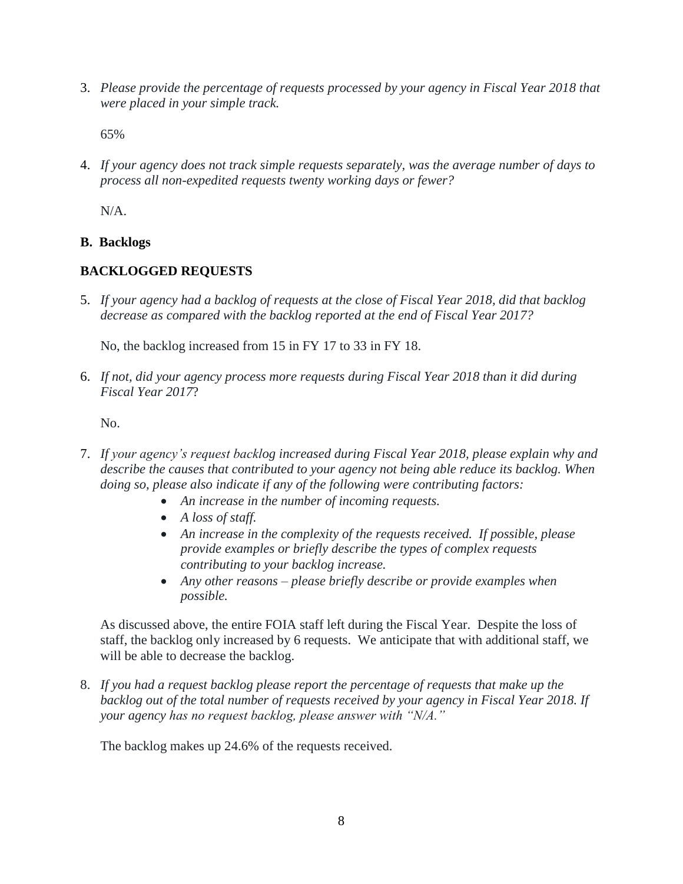3. *Please provide the percentage of requests processed by your agency in Fiscal Year 2018 that were placed in your simple track.*

   65%

4. *If your agency does not track simple requests separately, was the average number of days to process all non-expedited requests twenty working days or fewer?*

   N/A.

**B. Backlogs**

**BACKLOGGED REQUESTS**

5. *If your agency had a backlog of requests at the close of Fiscal Year 2018, did that backlog decrease as compared with the backlog reported at the end of Fiscal Year 2017?*

   No, the backlog increased from 15 in FY 17 to 33 in FY 18.

6. *If not, did your agency process more requests during Fiscal Year 2018 than it did during Fiscal Year 2017*?

   No.

7. *If your agency's request backlog increased during Fiscal Year 2018, please explain why and describe the causes that contributed to your agency not being able reduce its backlog. When doing so, please also indicate if any of the following were contributing factors:*
   - *An increase in the number of incoming requests.*
   - *A loss of staff.*
   - *An increase in the complexity of the requests received. If possible, please provide examples or briefly describe the types of complex requests contributing to your backlog increase.*
   - *Any other reasons – please briefly describe or provide examples when possible.*

   As discussed above, the entire FOIA staff left during the Fiscal Year. Despite the loss of staff, the backlog only increased by 6 requests. We anticipate that with additional staff, we will be able to decrease the backlog.

8. *If you had a request backlog please report the percentage of requests that make up the backlog out of the total number of requests received by your agency in Fiscal Year 2018. If your agency has no request backlog, please answer with "N/A."*

   The backlog makes up 24.6% of the requests received.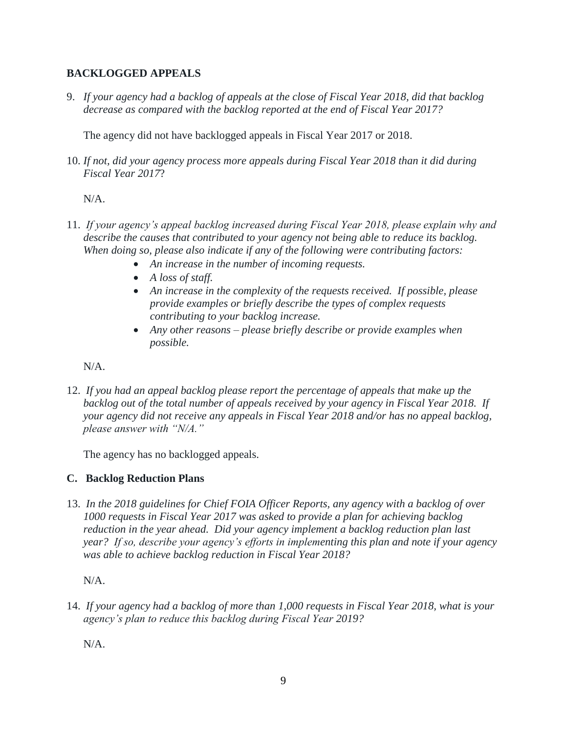**BACKLOGGED APPEALS**

9. *If your agency had a backlog of appeals at the close of Fiscal Year 2018, did that backlog decrease as compared with the backlog reported at the end of Fiscal Year 2017?*

   The agency did not have backlogged appeals in Fiscal Year 2017 or 2018.

10. *If not, did your agency process more appeals during Fiscal Year 2018 than it did during Fiscal Year 2017*?

    N/A.

11. *If your agency's appeal backlog increased during Fiscal Year 2018, please explain why and describe the causes that contributed to your agency not being able to reduce its backlog. When doing so, please also indicate if any of the following were contributing factors:*
    - *An increase in the number of incoming requests.*
    - *A loss of staff.*
    - *An increase in the complexity of the requests received. If possible, please provide examples or briefly describe the types of complex requests contributing to your backlog increase.*
    - *Any other reasons – please briefly describe or provide examples when possible.*

    N/A.

12. *If you had an appeal backlog please report the percentage of appeals that make up the backlog out of the total number of appeals received by your agency in Fiscal Year 2018. If your agency did not receive any appeals in Fiscal Year 2018 and/or has no appeal backlog, please answer with "N/A."*

    The agency has no backlogged appeals.

**C. Backlog Reduction Plans**

13. *In the 2018 guidelines for Chief FOIA Officer Reports, any agency with a backlog of over 1000 requests in Fiscal Year 2017 was asked to provide a plan for achieving backlog reduction in the year ahead. Did your agency implement a backlog reduction plan last year? If so, describe your agency's efforts in implementing this plan and note if your agency was able to achieve backlog reduction in Fiscal Year 2018?*

    N/A.

14. *If your agency had a backlog of more than 1,000 requests in Fiscal Year 2018, what is your agency's plan to reduce this backlog during Fiscal Year 2019?*

    N/A.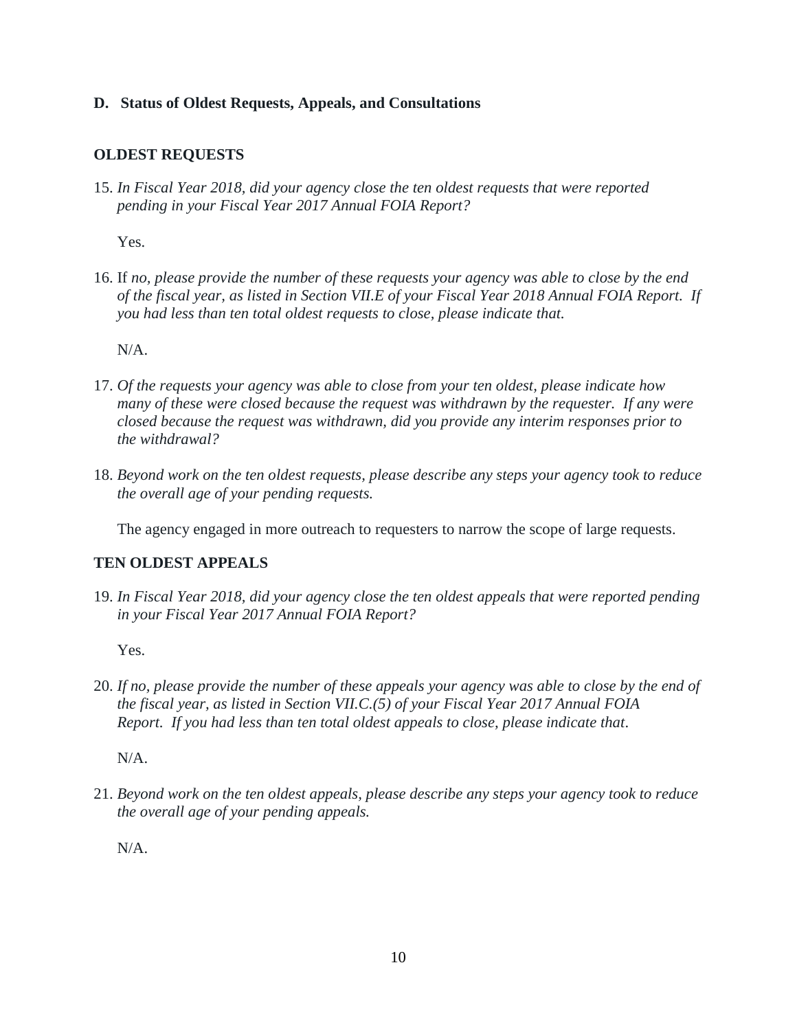## D. Status of Oldest Requests, Appeals, and Consultations

### OLDEST REQUESTS

15. *In Fiscal Year 2018, did your agency close the ten oldest requests that were reported pending in your Fiscal Year 2017 Annual FOIA Report?*

    Yes.

16. If *no, please provide the number of these requests your agency was able to close by the end of the fiscal year, as listed in Section VII.E of your Fiscal Year 2018 Annual FOIA Report. If you had less than ten total oldest requests to close, please indicate that.*

    N/A.

17. *Of the requests your agency was able to close from your ten oldest, please indicate how many of these were closed because the request was withdrawn by the requester. If any were closed because the request was withdrawn, did you provide any interim responses prior to the withdrawal?*

18. *Beyond work on the ten oldest requests, please describe any steps your agency took to reduce the overall age of your pending requests.*

    The agency engaged in more outreach to requesters to narrow the scope of large requests.

### TEN OLDEST APPEALS

19. *In Fiscal Year 2018, did your agency close the ten oldest appeals that were reported pending in your Fiscal Year 2017 Annual FOIA Report?*

    Yes.

20. *If no, please provide the number of these appeals your agency was able to close by the end of the fiscal year, as listed in Section VII.C.(5) of your Fiscal Year 2017 Annual FOIA Report. If you had less than ten total oldest appeals to close, please indicate that*.

    N/A.

21. *Beyond work on the ten oldest appeals, please describe any steps your agency took to reduce the overall age of your pending appeals.*

    N/A.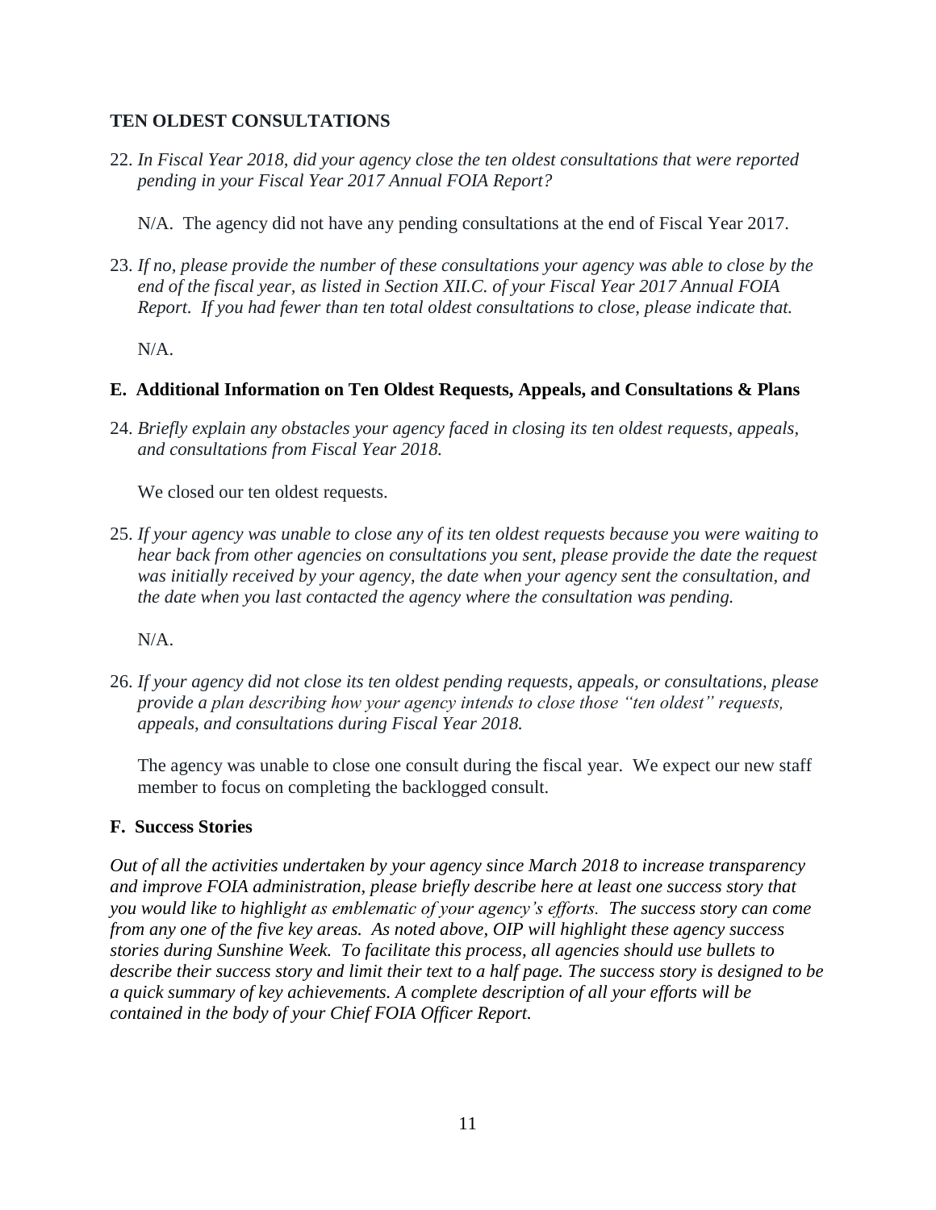### TEN OLDEST CONSULTATIONS

22. *In Fiscal Year 2018, did your agency close the ten oldest consultations that were reported pending in your Fiscal Year 2017 Annual FOIA Report?*

    N/A. The agency did not have any pending consultations at the end of Fiscal Year 2017.

23. *If no, please provide the number of these consultations your agency was able to close by the end of the fiscal year, as listed in Section XII.C. of your Fiscal Year 2017 Annual FOIA Report. If you had fewer than ten total oldest consultations to close, please indicate that.*

    N/A.

### E. Additional Information on Ten Oldest Requests, Appeals, and Consultations & Plans

24. *Briefly explain any obstacles your agency faced in closing its ten oldest requests, appeals, and consultations from Fiscal Year 2018.*

    We closed our ten oldest requests.

25. *If your agency was unable to close any of its ten oldest requests because you were waiting to hear back from other agencies on consultations you sent, please provide the date the request was initially received by your agency, the date when your agency sent the consultation, and the date when you last contacted the agency where the consultation was pending.*

    N/A.

26. *If your agency did not close its ten oldest pending requests, appeals, or consultations, please provide a plan describing how your agency intends to close those "ten oldest" requests, appeals, and consultations during Fiscal Year 2018.*

    The agency was unable to close one consult during the fiscal year. We expect our new staff member to focus on completing the backlogged consult.

### F. Success Stories

*Out of all the activities undertaken by your agency since March 2018 to increase transparency and improve FOIA administration, please briefly describe here at least one success story that you would like to highlight as emblematic of your agency's efforts. The success story can come from any one of the five key areas. As noted above, OIP will highlight these agency success stories during Sunshine Week. To facilitate this process, all agencies should use bullets to describe their success story and limit their text to a half page. The success story is designed to be a quick summary of key achievements. A complete description of all your efforts will be contained in the body of your Chief FOIA Officer Report.*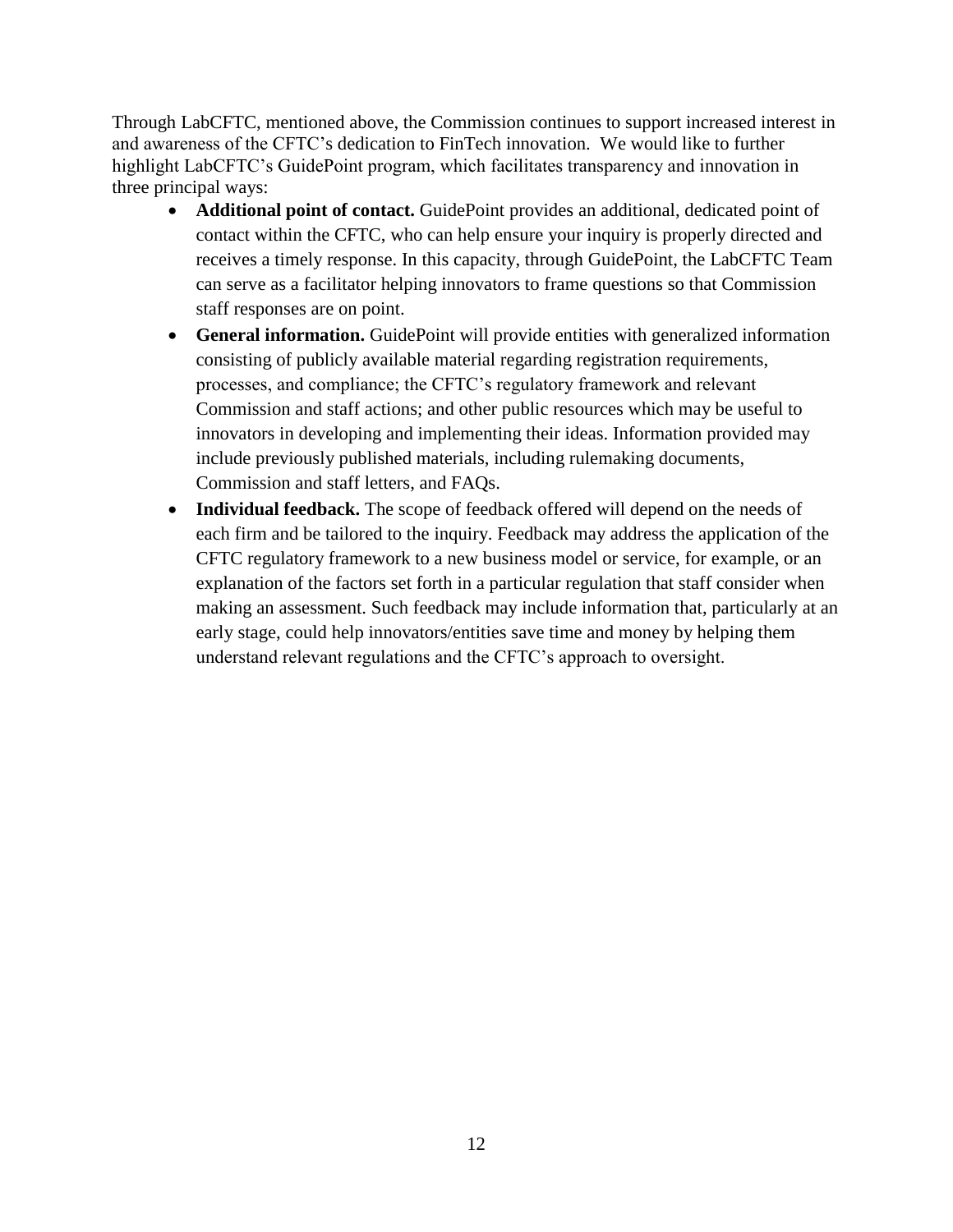Through LabCFTC, mentioned above, the Commission continues to support increased interest in and awareness of the CFTC's dedication to FinTech innovation. We would like to further highlight LabCFTC's GuidePoint program, which facilitates transparency and innovation in three principal ways:

- **Additional point of contact.** GuidePoint provides an additional, dedicated point of contact within the CFTC, who can help ensure your inquiry is properly directed and receives a timely response. In this capacity, through GuidePoint, the LabCFTC Team can serve as a facilitator helping innovators to frame questions so that Commission staff responses are on point.
- **General information.** GuidePoint will provide entities with generalized information consisting of publicly available material regarding registration requirements, processes, and compliance; the CFTC's regulatory framework and relevant Commission and staff actions; and other public resources which may be useful to innovators in developing and implementing their ideas. Information provided may include previously published materials, including rulemaking documents, Commission and staff letters, and FAQs.
- **Individual feedback.** The scope of feedback offered will depend on the needs of each firm and be tailored to the inquiry. Feedback may address the application of the CFTC regulatory framework to a new business model or service, for example, or an explanation of the factors set forth in a particular regulation that staff consider when making an assessment. Such feedback may include information that, particularly at an early stage, could help innovators/entities save time and money by helping them understand relevant regulations and the CFTC's approach to oversight.